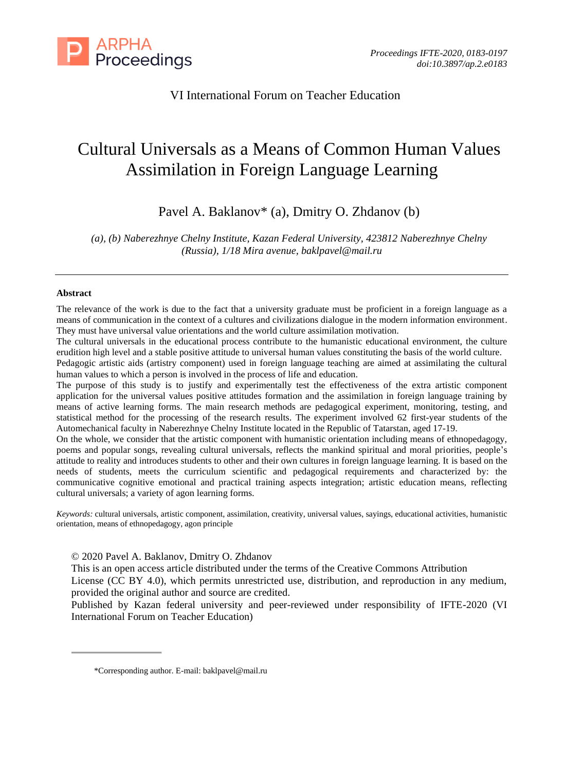VI International Forum on Teacher Education

# Cultural Universals as a Means of Common Human Values Assimilation in Foreign Language Learning

Pavel A. Baklanov* (a), Dmitry O. Zhdanov (b)

*(a), (b) Naberezhnye Chelny Institute, Kazan Federal University, 423812 Naberezhnye Chelny (Russia), 1/18 Mira avenue, baklpavel@mail.ru*

---

**Abstract**

The relevance of the work is due to the fact that a university graduate must be proficient in a foreign language as a means of communication in the context of a cultures and civilizations dialogue in the modern information environment. They must have universal value orientations and the world culture assimilation motivation.

The cultural universals in the educational process contribute to the humanistic educational environment, the culture erudition high level and a stable positive attitude to universal human values constituting the basis of the world culture.

Pedagogic artistic aids (artistry component) used in foreign language teaching are aimed at assimilating the cultural human values to which a person is involved in the process of life and education.

The purpose of this study is to justify and experimentally test the effectiveness of the extra artistic component application for the universal values positive attitudes formation and the assimilation in foreign language training by means of active learning forms. The main research methods are pedagogical experiment, monitoring, testing, and statistical method for the processing of the research results. The experiment involved 62 first-year students of the Automechanical faculty in Naberezhnye Chelny Institute located in the Republic of Tatarstan, aged 17-19.

On the whole, we consider that the artistic component with humanistic orientation including means of ethnopedagogy, poems and popular songs, revealing cultural universals, reflects the mankind spiritual and moral priorities, people's attitude to reality and introduces students to other and their own cultures in foreign language learning. It is based on the needs of students, meets the curriculum scientific and pedagogical requirements and characterized by: the communicative cognitive emotional and practical training aspects integration; artistic education means, reflecting cultural universals; a variety of agon learning forms.

*Keywords:* cultural universals, artistic component, assimilation, creativity, universal values, sayings, educational activities, humanistic orientation, means of ethnopedagogy, agon principle

© 2020 Pavel A. Baklanov, Dmitry O. Zhdanov

This is an open access article distributed under the terms of the Creative Commons Attribution License (CC BY 4.0), which permits unrestricted use, distribution, and reproduction in any medium, provided the original author and source are credited.

Published by Kazan federal university and peer-reviewed under responsibility of IFTE-2020 (VI International Forum on Teacher Education)

---

*Corresponding author. E-mail: baklpavel@mail.ru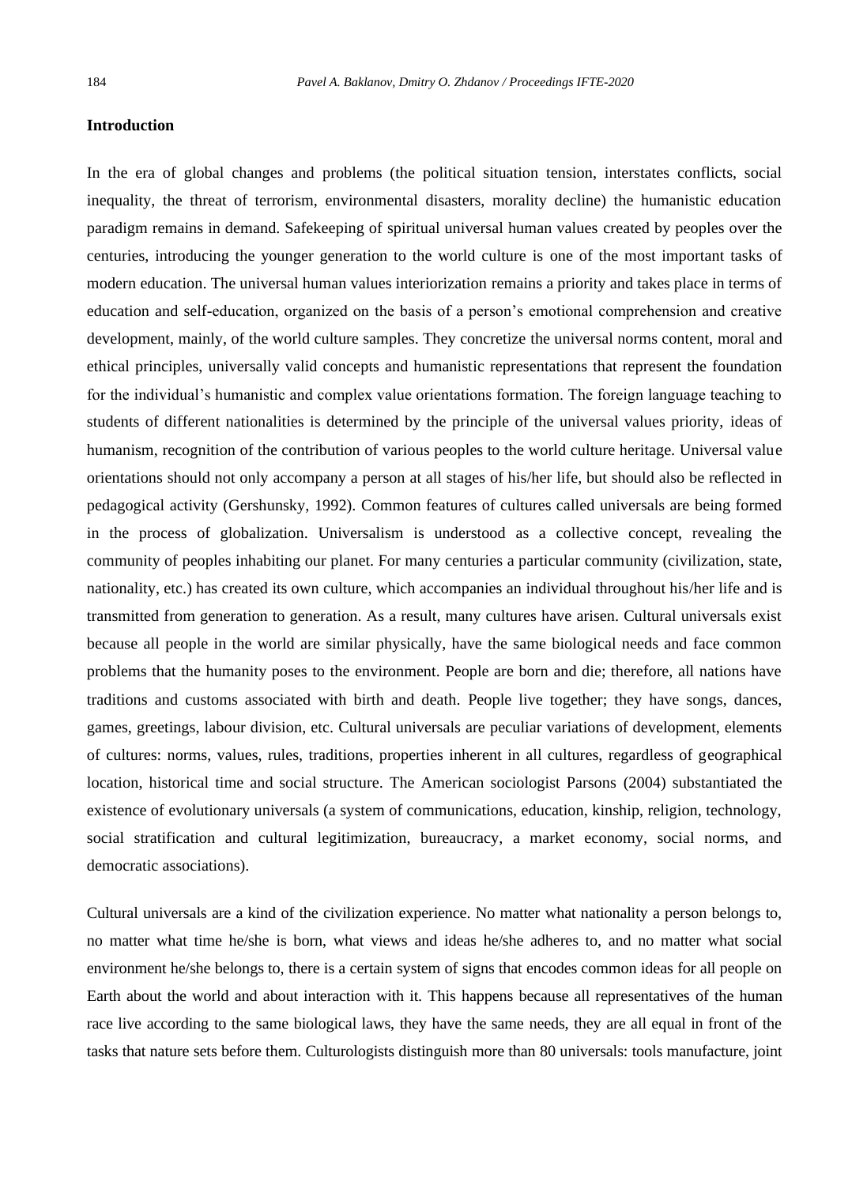## Introduction

In the era of global changes and problems (the political situation tension, interstates conflicts, social inequality, the threat of terrorism, environmental disasters, morality decline) the humanistic education paradigm remains in demand. Safekeeping of spiritual universal human values created by peoples over the centuries, introducing the younger generation to the world culture is one of the most important tasks of modern education. The universal human values interiorization remains a priority and takes place in terms of education and self-education, organized on the basis of a person's emotional comprehension and creative development, mainly, of the world culture samples. They concretize the universal norms content, moral and ethical principles, universally valid concepts and humanistic representations that represent the foundation for the individual's humanistic and complex value orientations formation. The foreign language teaching to students of different nationalities is determined by the principle of the universal values priority, ideas of humanism, recognition of the contribution of various peoples to the world culture heritage. Universal value orientations should not only accompany a person at all stages of his/her life, but should also be reflected in pedagogical activity (Gershunsky, 1992). Common features of cultures called universals are being formed in the process of globalization. Universalism is understood as a collective concept, revealing the community of peoples inhabiting our planet. For many centuries a particular community (civilization, state, nationality, etc.) has created its own culture, which accompanies an individual throughout his/her life and is transmitted from generation to generation. As a result, many cultures have arisen. Cultural universals exist because all people in the world are similar physically, have the same biological needs and face common problems that the humanity poses to the environment. People are born and die; therefore, all nations have traditions and customs associated with birth and death. People live together; they have songs, dances, games, greetings, labour division, etc. Cultural universals are peculiar variations of development, elements of cultures: norms, values, rules, traditions, properties inherent in all cultures, regardless of geographical location, historical time and social structure. The American sociologist Parsons (2004) substantiated the existence of evolutionary universals (a system of communications, education, kinship, religion, technology, social stratification and cultural legitimization, bureaucracy, a market economy, social norms, and democratic associations).

Cultural universals are a kind of the civilization experience. No matter what nationality a person belongs to, no matter what time he/she is born, what views and ideas he/she adheres to, and no matter what social environment he/she belongs to, there is a certain system of signs that encodes common ideas for all people on Earth about the world and about interaction with it. This happens because all representatives of the human race live according to the same biological laws, they have the same needs, they are all equal in front of the tasks that nature sets before them. Culturologists distinguish more than 80 universals: tools manufacture, joint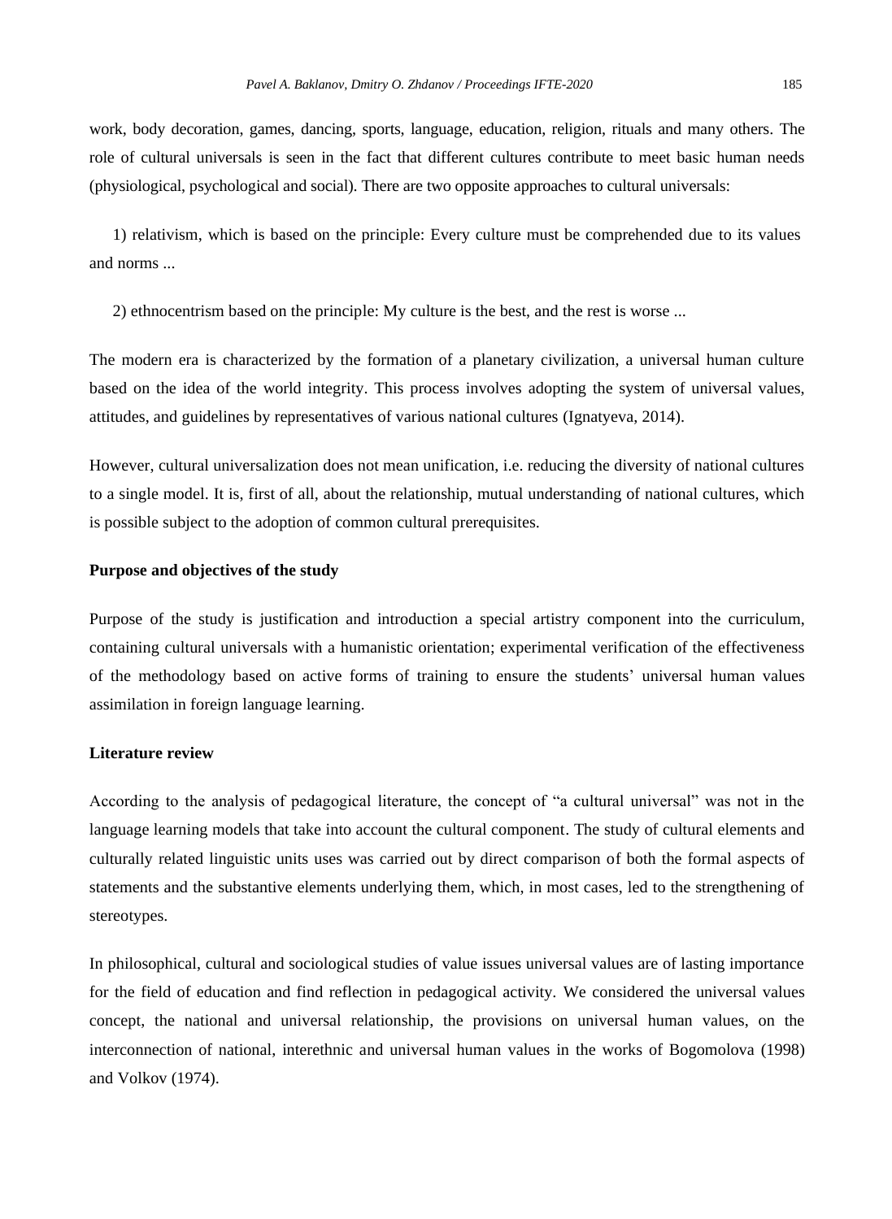work, body decoration, games, dancing, sports, language, education, religion, rituals and many others. The role of cultural universals is seen in the fact that different cultures contribute to meet basic human needs (physiological, psychological and social). There are two opposite approaches to cultural universals:

1) relativism, which is based on the principle: Every culture must be comprehended due to its values and norms ...

2) ethnocentrism based on the principle: My culture is the best, and the rest is worse ...

The modern era is characterized by the formation of a planetary civilization, a universal human culture based on the idea of the world integrity. This process involves adopting the system of universal values, attitudes, and guidelines by representatives of various national cultures (Ignatyeva, 2014).

However, cultural universalization does not mean unification, i.e. reducing the diversity of national cultures to a single model. It is, first of all, about the relationship, mutual understanding of national cultures, which is possible subject to the adoption of common cultural prerequisites.

**Purpose and objectives of the study**

Purpose of the study is justification and introduction a special artistry component into the curriculum, containing cultural universals with a humanistic orientation; experimental verification of the effectiveness of the methodology based on active forms of training to ensure the students' universal human values assimilation in foreign language learning.

**Literature review**

According to the analysis of pedagogical literature, the concept of "a cultural universal" was not in the language learning models that take into account the cultural component. The study of cultural elements and culturally related linguistic units uses was carried out by direct comparison of both the formal aspects of statements and the substantive elements underlying them, which, in most cases, led to the strengthening of stereotypes.

In philosophical, cultural and sociological studies of value issues universal values are of lasting importance for the field of education and find reflection in pedagogical activity. We considered the universal values concept, the national and universal relationship, the provisions on universal human values, on the interconnection of national, interethnic and universal human values in the works of Bogomolova (1998) and Volkov (1974).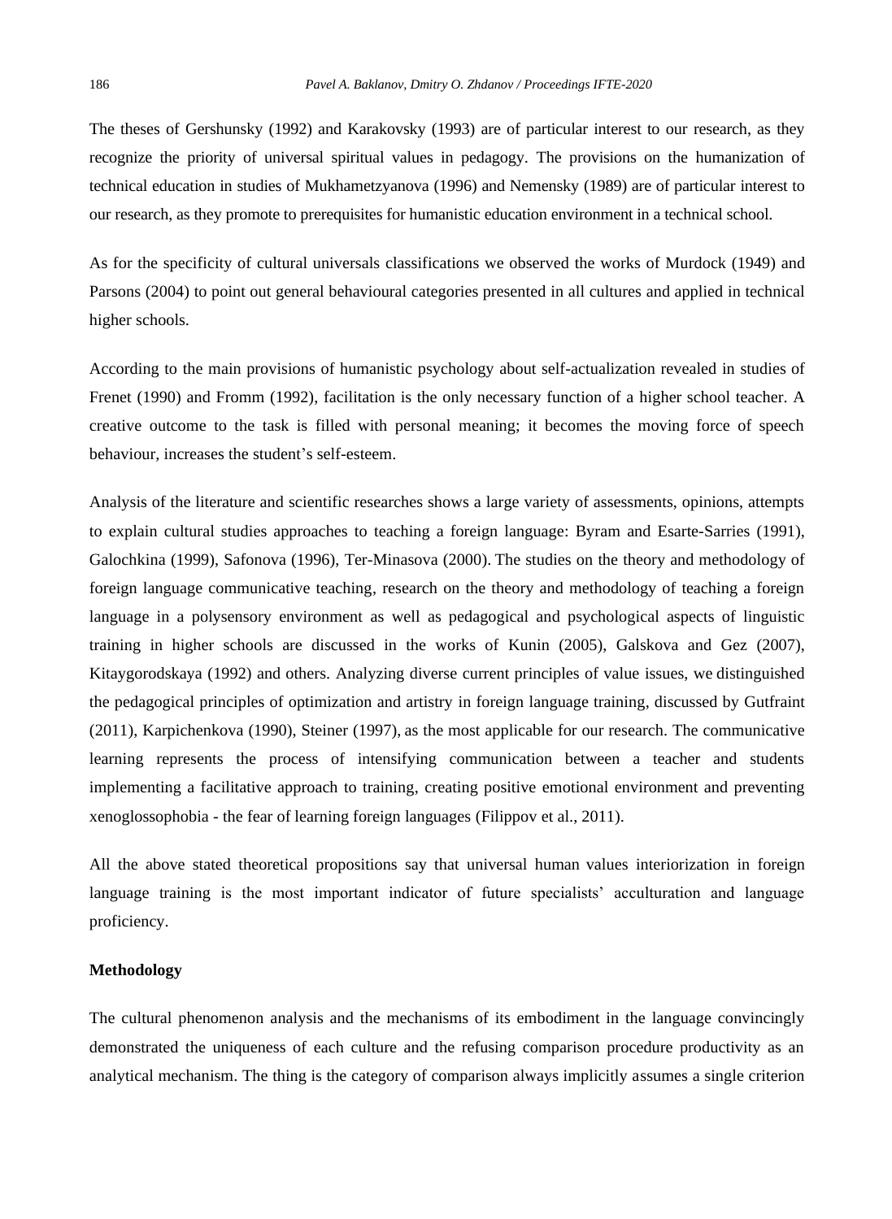The theses of Gershunsky (1992) and Karakovsky (1993) are of particular interest to our research, as they recognize the priority of universal spiritual values in pedagogy. The provisions on the humanization of technical education in studies of Mukhametzyanova (1996) and Nemensky (1989) are of particular interest to our research, as they promote to prerequisites for humanistic education environment in a technical school.

As for the specificity of cultural universals classifications we observed the works of Murdock (1949) and Parsons (2004) to point out general behavioural categories presented in all cultures and applied in technical higher schools.

According to the main provisions of humanistic psychology about self-actualization revealed in studies of Frenet (1990) and Fromm (1992), facilitation is the only necessary function of a higher school teacher. A creative outcome to the task is filled with personal meaning; it becomes the moving force of speech behaviour, increases the student's self-esteem.

Analysis of the literature and scientific researches shows a large variety of assessments, opinions, attempts to explain cultural studies approaches to teaching a foreign language: Byram and Esarte-Sarries (1991), Galochkina (1999), Safonova (1996), Ter-Minasova (2000). The studies on the theory and methodology of foreign language communicative teaching, research on the theory and methodology of teaching a foreign language in a polysensory environment as well as pedagogical and psychological aspects of linguistic training in higher schools are discussed in the works of Kunin (2005), Galskova and Gez (2007), Kitaygorodskaya (1992) and others. Analyzing diverse current principles of value issues, we distinguished the pedagogical principles of optimization and artistry in foreign language training, discussed by Gutfraint (2011), Karpichenkova (1990), Steiner (1997), as the most applicable for our research. The communicative learning represents the process of intensifying communication between a teacher and students implementing a facilitative approach to training, creating positive emotional environment and preventing xenoglossophobia - the fear of learning foreign languages (Filippov et al., 2011).

All the above stated theoretical propositions say that universal human values interiorization in foreign language training is the most important indicator of future specialists' acculturation and language proficiency.

**Methodology**

The cultural phenomenon analysis and the mechanisms of its embodiment in the language convincingly demonstrated the uniqueness of each culture and the refusing comparison procedure productivity as an analytical mechanism. The thing is the category of comparison always implicitly assumes a single criterion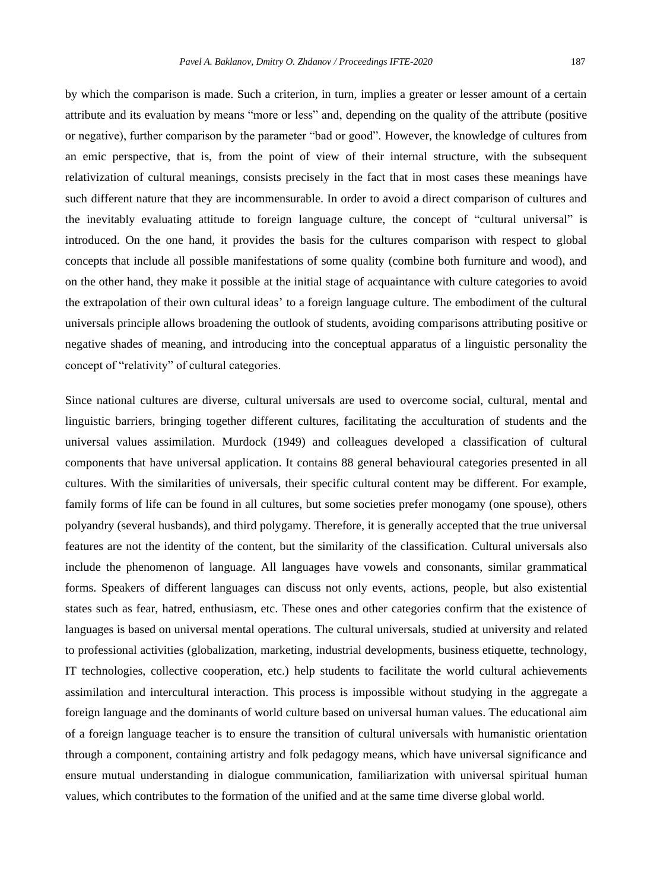by which the comparison is made. Such a criterion, in turn, implies a greater or lesser amount of a certain attribute and its evaluation by means "more or less" and, depending on the quality of the attribute (positive or negative), further comparison by the parameter "bad or good". However, the knowledge of cultures from an emic perspective, that is, from the point of view of their internal structure, with the subsequent relativization of cultural meanings, consists precisely in the fact that in most cases these meanings have such different nature that they are incommensurable. In order to avoid a direct comparison of cultures and the inevitably evaluating attitude to foreign language culture, the concept of "cultural universal" is introduced. On the one hand, it provides the basis for the cultures comparison with respect to global concepts that include all possible manifestations of some quality (combine both furniture and wood), and on the other hand, they make it possible at the initial stage of acquaintance with culture categories to avoid the extrapolation of their own cultural ideas' to a foreign language culture. The embodiment of the cultural universals principle allows broadening the outlook of students, avoiding comparisons attributing positive or negative shades of meaning, and introducing into the conceptual apparatus of a linguistic personality the concept of "relativity" of cultural categories.

Since national cultures are diverse, cultural universals are used to overcome social, cultural, mental and linguistic barriers, bringing together different cultures, facilitating the acculturation of students and the universal values assimilation. Murdock (1949) and colleagues developed a classification of cultural components that have universal application. It contains 88 general behavioural categories presented in all cultures. With the similarities of universals, their specific cultural content may be different. For example, family forms of life can be found in all cultures, but some societies prefer monogamy (one spouse), others polyandry (several husbands), and third polygamy. Therefore, it is generally accepted that the true universal features are not the identity of the content, but the similarity of the classification. Cultural universals also include the phenomenon of language. All languages have vowels and consonants, similar grammatical forms. Speakers of different languages can discuss not only events, actions, people, but also existential states such as fear, hatred, enthusiasm, etc. These ones and other categories confirm that the existence of languages is based on universal mental operations. The cultural universals, studied at university and related to professional activities (globalization, marketing, industrial developments, business etiquette, technology, IT technologies, collective cooperation, etc.) help students to facilitate the world cultural achievements assimilation and intercultural interaction. This process is impossible without studying in the aggregate a foreign language and the dominants of world culture based on universal human values. The educational aim of a foreign language teacher is to ensure the transition of cultural universals with humanistic orientation through a component, containing artistry and folk pedagogy means, which have universal significance and ensure mutual understanding in dialogue communication, familiarization with universal spiritual human values, which contributes to the formation of the unified and at the same time diverse global world.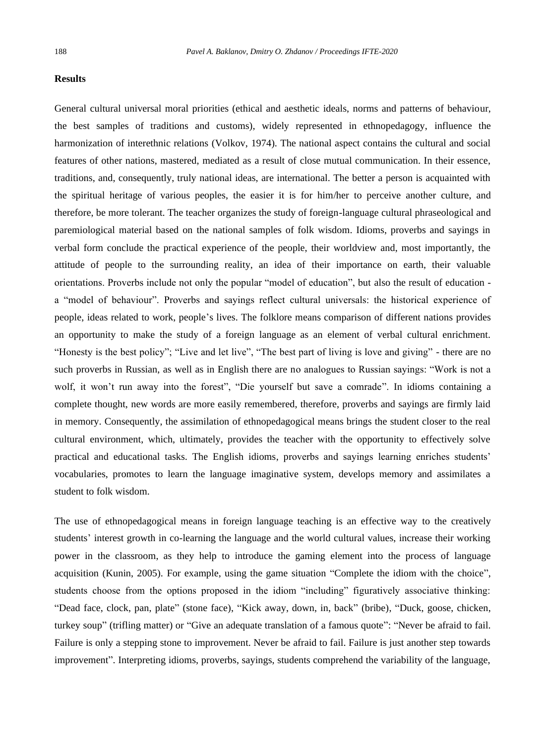### Results

General cultural universal moral priorities (ethical and aesthetic ideals, norms and patterns of behaviour, the best samples of traditions and customs), widely represented in ethnopedagogy, influence the harmonization of interethnic relations (Volkov, 1974). The national aspect contains the cultural and social features of other nations, mastered, mediated as a result of close mutual communication. In their essence, traditions, and, consequently, truly national ideas, are international. The better a person is acquainted with the spiritual heritage of various peoples, the easier it is for him/her to perceive another culture, and therefore, be more tolerant. The teacher organizes the study of foreign-language cultural phraseological and paremiological material based on the national samples of folk wisdom. Idioms, proverbs and sayings in verbal form conclude the practical experience of the people, their worldview and, most importantly, the attitude of people to the surrounding reality, an idea of their importance on earth, their valuable orientations. Proverbs include not only the popular "model of education", but also the result of education - a "model of behaviour". Proverbs and sayings reflect cultural universals: the historical experience of people, ideas related to work, people's lives. The folklore means comparison of different nations provides an opportunity to make the study of a foreign language as an element of verbal cultural enrichment. "Honesty is the best policy"; "Live and let live", "The best part of living is love and giving" - there are no such proverbs in Russian, as well as in English there are no analogues to Russian sayings: "Work is not a wolf, it won't run away into the forest", "Die yourself but save a comrade". In idioms containing a complete thought, new words are more easily remembered, therefore, proverbs and sayings are firmly laid in memory. Consequently, the assimilation of ethnopedagogical means brings the student closer to the real cultural environment, which, ultimately, provides the teacher with the opportunity to effectively solve practical and educational tasks. The English idioms, proverbs and sayings learning enriches students' vocabularies, promotes to learn the language imaginative system, develops memory and assimilates a student to folk wisdom.

The use of ethnopedagogical means in foreign language teaching is an effective way to the creatively students' interest growth in co-learning the language and the world cultural values, increase their working power in the classroom, as they help to introduce the gaming element into the process of language acquisition (Kunin, 2005). For example, using the game situation "Complete the idiom with the choice", students choose from the options proposed in the idiom "including" figuratively associative thinking: "Dead face, clock, pan, plate" (stone face), "Kick away, down, in, back" (bribe), "Duck, goose, chicken, turkey soup" (trifling matter) or "Give an adequate translation of a famous quote": "Never be afraid to fail. Failure is only a stepping stone to improvement. Never be afraid to fail. Failure is just another step towards improvement". Interpreting idioms, proverbs, sayings, students comprehend the variability of the language,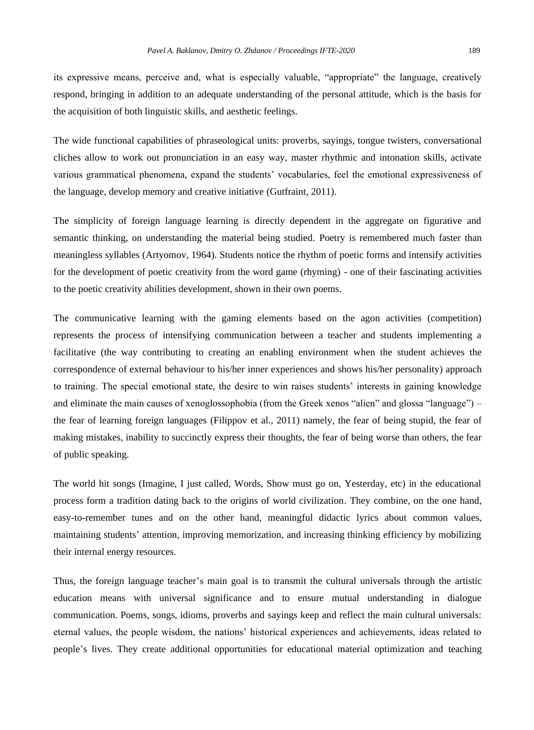its expressive means, perceive and, what is especially valuable, "appropriate" the language, creatively respond, bringing in addition to an adequate understanding of the personal attitude, which is the basis for the acquisition of both linguistic skills, and aesthetic feelings.

The wide functional capabilities of phraseological units: proverbs, sayings, tongue twisters, conversational cliches allow to work out pronunciation in an easy way, master rhythmic and intonation skills, activate various grammatical phenomena, expand the students' vocabularies, feel the emotional expressiveness of the language, develop memory and creative initiative (Gutfraint, 2011).

The simplicity of foreign language learning is directly dependent in the aggregate on figurative and semantic thinking, on understanding the material being studied. Poetry is remembered much faster than meaningless syllables (Artyomov, 1964). Students notice the rhythm of poetic forms and intensify activities for the development of poetic creativity from the word game (rhyming) - one of their fascinating activities to the poetic creativity abilities development, shown in their own poems.

The communicative learning with the gaming elements based on the agon activities (competition) represents the process of intensifying communication between a teacher and students implementing a facilitative (the way contributing to creating an enabling environment when the student achieves the correspondence of external behaviour to his/her inner experiences and shows his/her personality) approach to training. The special emotional state, the desire to win raises students' interests in gaining knowledge and eliminate the main causes of xenoglossophobia (from the Greek xenos "alien" and glossa "language") – the fear of learning foreign languages (Filippov et al., 2011) namely, the fear of being stupid, the fear of making mistakes, inability to succinctly express their thoughts, the fear of being worse than others, the fear of public speaking.

The world hit songs (Imagine, I just called, Words, Show must go on, Yesterday, etc) in the educational process form a tradition dating back to the origins of world civilization. They combine, on the one hand, easy-to-remember tunes and on the other hand, meaningful didactic lyrics about common values, maintaining students' attention, improving memorization, and increasing thinking efficiency by mobilizing their internal energy resources.

Thus, the foreign language teacher's main goal is to transmit the cultural universals through the artistic education means with universal significance and to ensure mutual understanding in dialogue communication. Poems, songs, idioms, proverbs and sayings keep and reflect the main cultural universals: eternal values, the people wisdom, the nations' historical experiences and achievements, ideas related to people's lives. They create additional opportunities for educational material optimization and teaching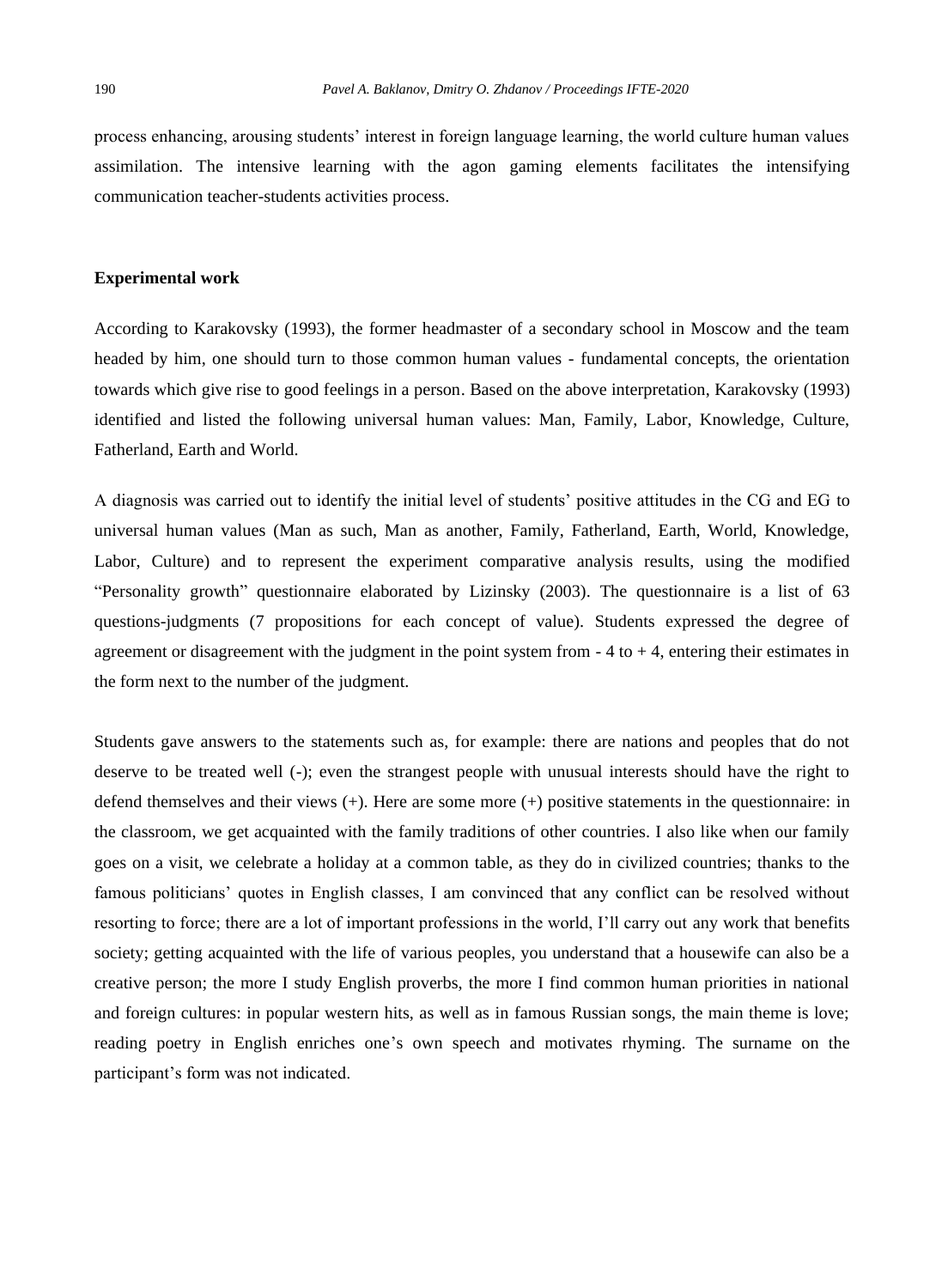process enhancing, arousing students' interest in foreign language learning, the world culture human values assimilation. The intensive learning with the agon gaming elements facilitates the intensifying communication teacher-students activities process.

**Experimental work**

According to Karakovsky (1993), the former headmaster of a secondary school in Moscow and the team headed by him, one should turn to those common human values - fundamental concepts, the orientation towards which give rise to good feelings in a person. Based on the above interpretation, Karakovsky (1993) identified and listed the following universal human values: Man, Family, Labor, Knowledge, Culture, Fatherland, Earth and World.

A diagnosis was carried out to identify the initial level of students' positive attitudes in the CG and EG to universal human values (Man as such, Man as another, Family, Fatherland, Earth, World, Knowledge, Labor, Culture) and to represent the experiment comparative analysis results, using the modified "Personality growth" questionnaire elaborated by Lizinsky (2003). The questionnaire is a list of 63 questions-judgments (7 propositions for each concept of value). Students expressed the degree of agreement or disagreement with the judgment in the point system from - 4 to + 4, entering their estimates in the form next to the number of the judgment.

Students gave answers to the statements such as, for example: there are nations and peoples that do not deserve to be treated well (-); even the strangest people with unusual interests should have the right to defend themselves and their views (+). Here are some more (+) positive statements in the questionnaire: in the classroom, we get acquainted with the family traditions of other countries. I also like when our family goes on a visit, we celebrate a holiday at a common table, as they do in civilized countries; thanks to the famous politicians' quotes in English classes, I am convinced that any conflict can be resolved without resorting to force; there are a lot of important professions in the world, I'll carry out any work that benefits society; getting acquainted with the life of various peoples, you understand that a housewife can also be a creative person; the more I study English proverbs, the more I find common human priorities in national and foreign cultures: in popular western hits, as well as in famous Russian songs, the main theme is love; reading poetry in English enriches one's own speech and motivates rhyming. The surname on the participant's form was not indicated.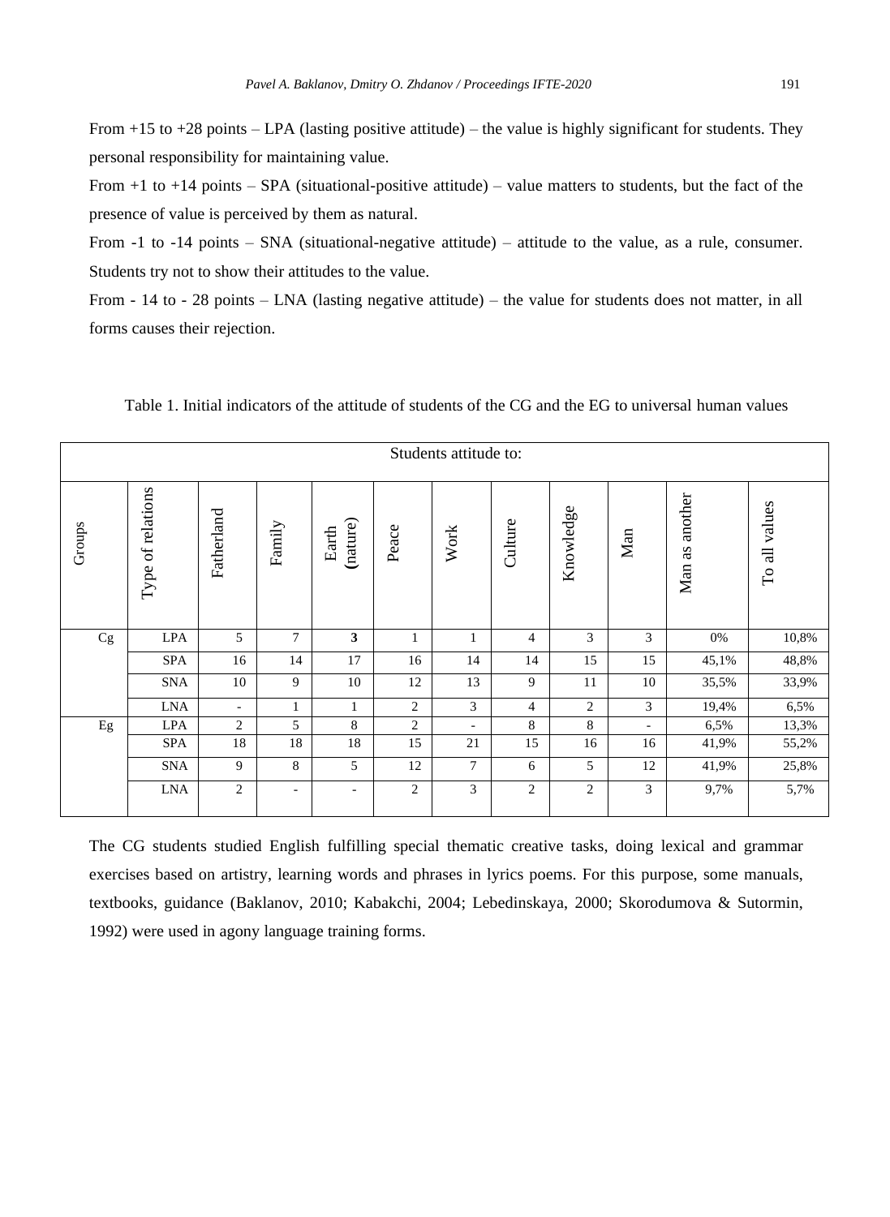From +15 to +28 points – LPA (lasting positive attitude) – the value is highly significant for students. They personal responsibility for maintaining value.

From +1 to +14 points – SPA (situational-positive attitude) – value matters to students, but the fact of the presence of value is perceived by them as natural.

From -1 to -14 points – SNA (situational-negative attitude) – attitude to the value, as a rule, consumer. Students try not to show their attitudes to the value.

From - 14 to - 28 points – LNA (lasting negative attitude) – the value for students does not matter, in all forms causes their rejection.

Table 1. Initial indicators of the attitude of students of the CG and the EG to universal human values

| Students attitude to: | | | | | | | | | | | |
|---|---|---|---|---|---|---|---|---|---|---|---|
| Groups | Type of relations | Fatherland | Family | Earth (nature) | Peace | Work | Culture | Knowledge | Man | Man as another | To all values |
| Cg | LPA | 5 | 7 | **3** | 1 | 1 | 4 | 3 | 3 | 0% | 10,8% |
| | SPA | 16 | 14 | 17 | 16 | 14 | 14 | 15 | 15 | 45,1% | 48,8% |
| | SNA | 10 | 9 | 10 | 12 | 13 | 9 | 11 | 10 | 35,5% | 33,9% |
| | LNA | - | 1 | 1 | 2 | 3 | 4 | 2 | 3 | 19,4% | 6,5% |
| Eg | LPA | 2 | 5 | 8 | 2 | - | 8 | 8 | - | 6,5% | 13,3% |
| | SPA | 18 | 18 | 18 | 15 | 21 | 15 | 16 | 16 | 41,9% | 55,2% |
| | SNA | 9 | 8 | 5 | 12 | 7 | 6 | 5 | 12 | 41,9% | 25,8% |
| | LNA | 2 | - | - | 2 | 3 | 2 | 2 | 3 | 9,7% | 5,7% |

The CG students studied English fulfilling special thematic creative tasks, doing lexical and grammar exercises based on artistry, learning words and phrases in lyrics poems. For this purpose, some manuals, textbooks, guidance (Baklanov, 2010; Kabakchi, 2004; Lebedinskaya, 2000; Skorodumova & Sutormin, 1992) were used in agony language training forms.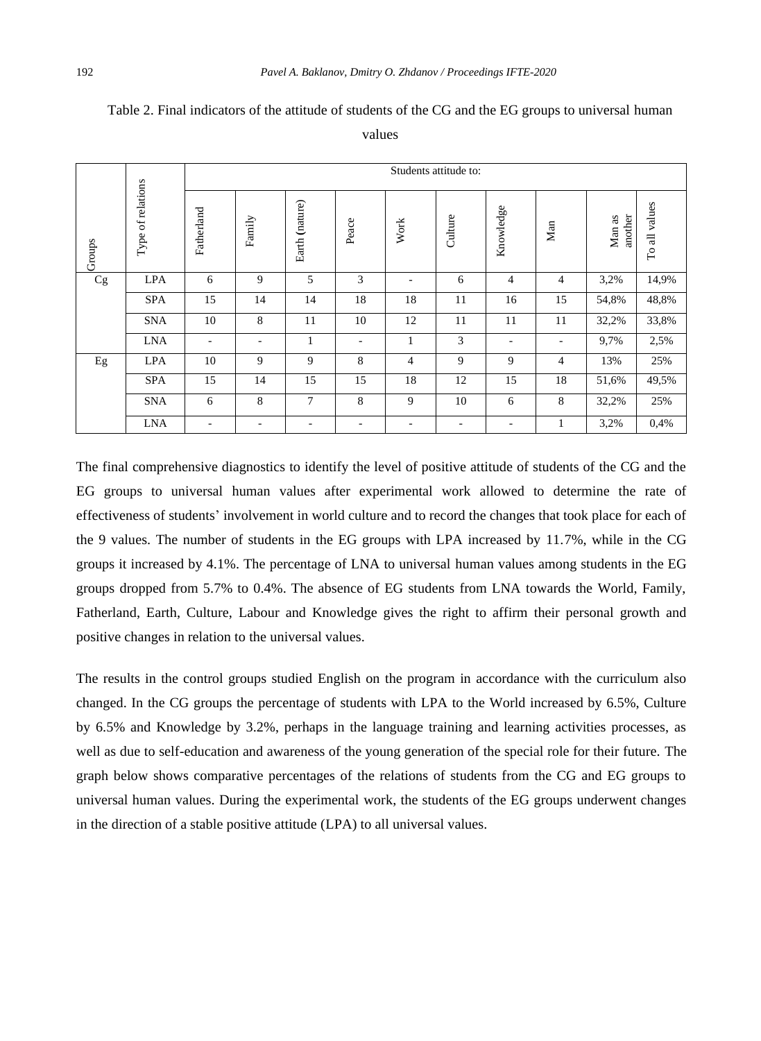Table 2. Final indicators of the attitude of students of the CG and the EG groups to universal human values

| Groups | Type of relations | Students attitude to: | | | | | | | | | |
|---|---|---|---|---|---|---|---|---|---|---|---|
| | | Fatherland | Family | Earth (nature) | Peace | Work | Culture | Knowledge | Man | Man as another | To all values |
| Cg | LPA | 6 | 9 | 5 | 3 | - | 6 | 4 | 4 | 3,2% | 14,9% |
| | SPA | 15 | 14 | 14 | 18 | 18 | 11 | 16 | 15 | 54,8% | 48,8% |
| | SNA | 10 | 8 | 11 | 10 | 12 | 11 | 11 | 11 | 32,2% | 33,8% |
| | LNA | - | - | 1 | - | 1 | 3 | - | - | 9,7% | 2,5% |
| Eg | LPA | 10 | 9 | 9 | 8 | 4 | 9 | 9 | 4 | 13% | 25% |
| | SPA | 15 | 14 | 15 | 15 | 18 | 12 | 15 | 18 | 51,6% | 49,5% |
| | SNA | 6 | 8 | 7 | 8 | 9 | 10 | 6 | 8 | 32,2% | 25% |
| | LNA | - | - | - | - | - | - | - | 1 | 3,2% | 0,4% |

The final comprehensive diagnostics to identify the level of positive attitude of students of the CG and the EG groups to universal human values after experimental work allowed to determine the rate of effectiveness of students' involvement in world culture and to record the changes that took place for each of the 9 values. The number of students in the EG groups with LPA increased by 11.7%, while in the CG groups it increased by 4.1%. The percentage of LNA to universal human values among students in the EG groups dropped from 5.7% to 0.4%. The absence of EG students from LNA towards the World, Family, Fatherland, Earth, Culture, Labour and Knowledge gives the right to affirm their personal growth and positive changes in relation to the universal values.

The results in the control groups studied English on the program in accordance with the curriculum also changed. In the CG groups the percentage of students with LPA to the World increased by 6.5%, Culture by 6.5% and Knowledge by 3.2%, perhaps in the language training and learning activities processes, as well as due to self-education and awareness of the young generation of the special role for their future. The graph below shows comparative percentages of the relations of students from the CG and EG groups to universal human values. During the experimental work, the students of the EG groups underwent changes in the direction of a stable positive attitude (LPA) to all universal values.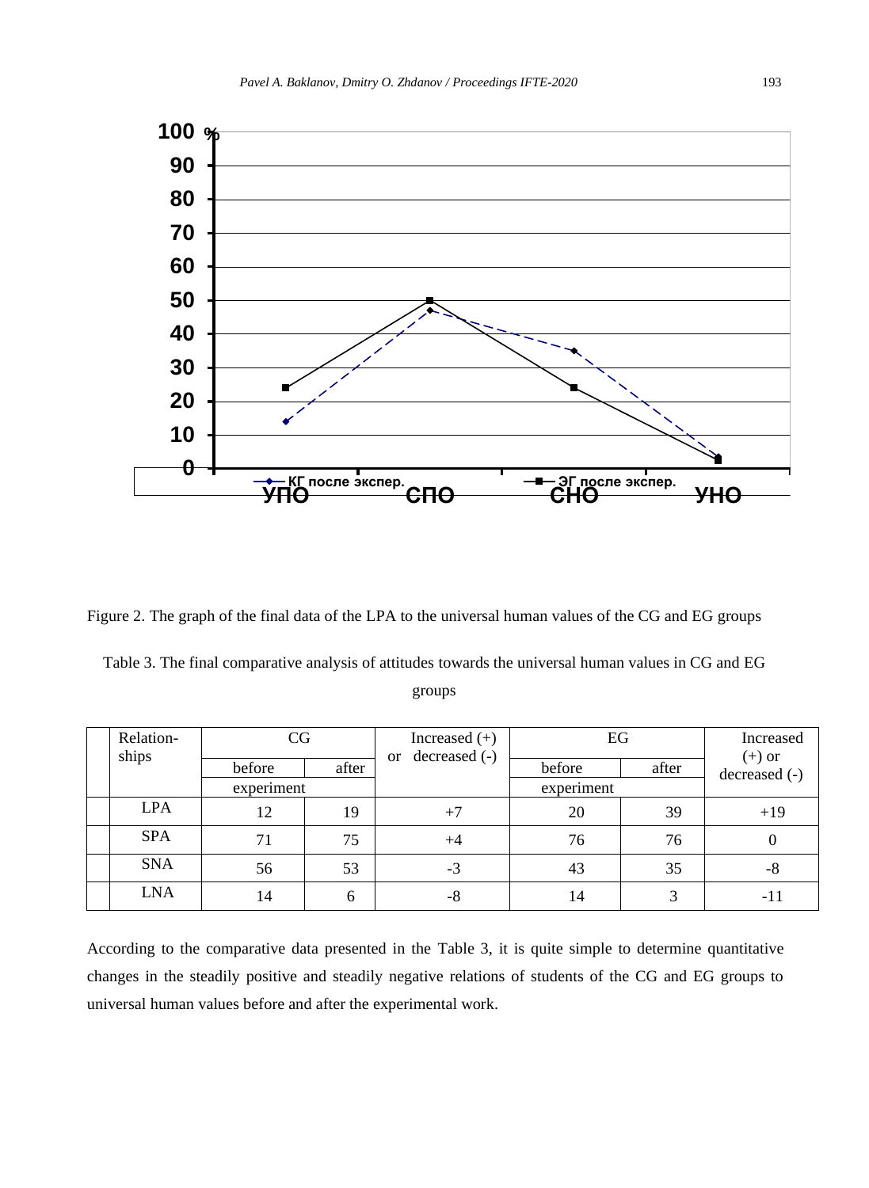Figure 2. The graph of the final data of the LPA to the universal human values of the CG and EG groups

Table 3. The final comparative analysis of attitudes towards the universal human values in CG and EG groups

| | Relation-ships | CG | | Increased (+) or decreased (-) | EG | | Increased (+) or decreased (-) |
|---|---|---|---|---|---|---|---|
| | | before | after | | before | after | |
| | | experiment | | | experiment | | |
| | LPA | 12 | 19 | +7 | 20 | 39 | +19 |
| | SPA | 71 | 75 | +4 | 76 | 76 | 0 |
| | SNA | 56 | 53 | -3 | 43 | 35 | -8 |
| | LNA | 14 | 6 | -8 | 14 | 3 | -11 |

According to the comparative data presented in the Table 3, it is quite simple to determine quantitative changes in the steadily positive and steadily negative relations of students of the CG and EG groups to universal human values before and after the experimental work.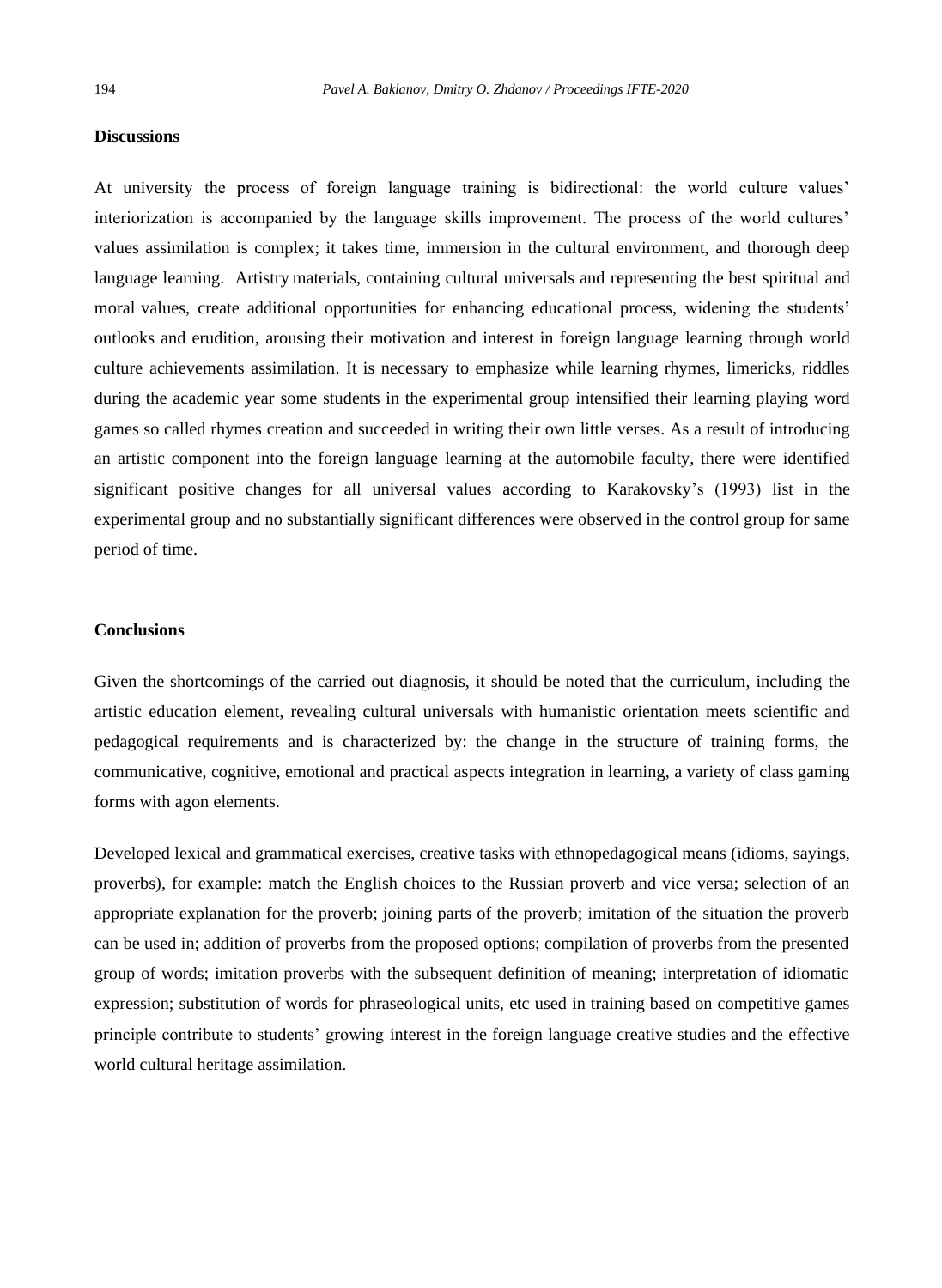## Discussions

At university the process of foreign language training is bidirectional: the world culture values' interiorization is accompanied by the language skills improvement. The process of the world cultures' values assimilation is complex; it takes time, immersion in the cultural environment, and thorough deep language learning. Artistry materials, containing cultural universals and representing the best spiritual and moral values, create additional opportunities for enhancing educational process, widening the students' outlooks and erudition, arousing their motivation and interest in foreign language learning through world culture achievements assimilation. It is necessary to emphasize while learning rhymes, limericks, riddles during the academic year some students in the experimental group intensified their learning playing word games so called rhymes creation and succeeded in writing their own little verses. As a result of introducing an artistic component into the foreign language learning at the automobile faculty, there were identified significant positive changes for all universal values according to Karakovsky's (1993) list in the experimental group and no substantially significant differences were observed in the control group for same period of time.

## Conclusions

Given the shortcomings of the carried out diagnosis, it should be noted that the curriculum, including the artistic education element, revealing cultural universals with humanistic orientation meets scientific and pedagogical requirements and is characterized by: the change in the structure of training forms, the communicative, cognitive, emotional and practical aspects integration in learning, a variety of class gaming forms with agon elements.

Developed lexical and grammatical exercises, creative tasks with ethnopedagogical means (idioms, sayings, proverbs), for example: match the English choices to the Russian proverb and vice versa; selection of an appropriate explanation for the proverb; joining parts of the proverb; imitation of the situation the proverb can be used in; addition of proverbs from the proposed options; compilation of proverbs from the presented group of words; imitation proverbs with the subsequent definition of meaning; interpretation of idiomatic expression; substitution of words for phraseological units, etc used in training based on competitive games principle contribute to students' growing interest in the foreign language creative studies and the effective world cultural heritage assimilation.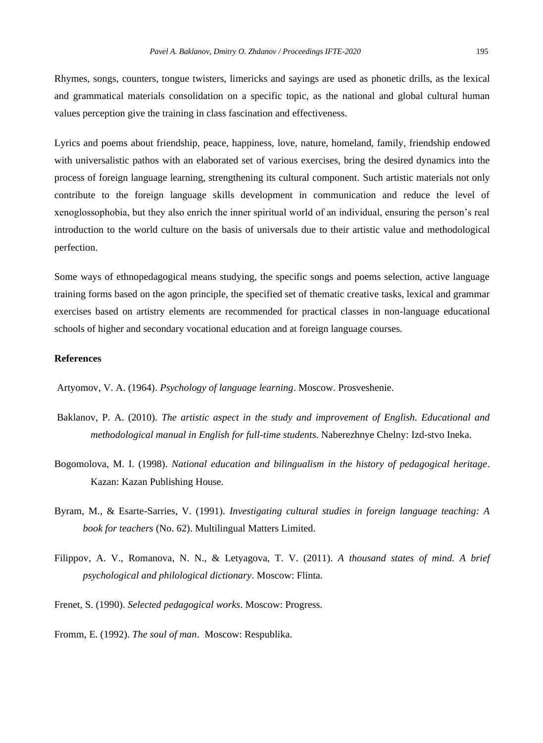Rhymes, songs, counters, tongue twisters, limericks and sayings are used as phonetic drills, as the lexical and grammatical materials consolidation on a specific topic, as the national and global cultural human values perception give the training in class fascination and effectiveness.

Lyrics and poems about friendship, peace, happiness, love, nature, homeland, family, friendship endowed with universalistic pathos with an elaborated set of various exercises, bring the desired dynamics into the process of foreign language learning, strengthening its cultural component. Such artistic materials not only contribute to the foreign language skills development in communication and reduce the level of xenoglossophobia, but they also enrich the inner spiritual world of an individual, ensuring the person's real introduction to the world culture on the basis of universals due to their artistic value and methodological perfection.

Some ways of ethnopedagogical means studying, the specific songs and poems selection, active language training forms based on the agon principle, the specified set of thematic creative tasks, lexical and grammar exercises based on artistry elements are recommended for practical classes in non-language educational schools of higher and secondary vocational education and at foreign language courses.

## References

Artyomov, V. A. (1964). *Psychology of language learning*. Moscow. Prosveshenie.

Baklanov, P. A. (2010). *The artistic aspect in the study and improvement of English. Educational and methodological manual in English for full-time students*. Naberezhnye Chelny: Izd-stvo Ineka.

Bogomolova, M. I. (1998). *National education and bilingualism in the history of pedagogical heritage*. Kazan: Kazan Publishing House.

Byram, M., & Esarte-Sarries, V. (1991). *Investigating cultural studies in foreign language teaching: A book for teachers* (No. 62). Multilingual Matters Limited.

Filippov, A. V., Romanova, N. N., & Letyagova, T. V. (2011). *A thousand states of mind. A brief psychological and philological dictionary*. Moscow: Flinta.

Frenet, S. (1990). *Selected pedagogical works*. Moscow: Progress.

Fromm, E. (1992). *The soul of man*. Moscow: Respublika.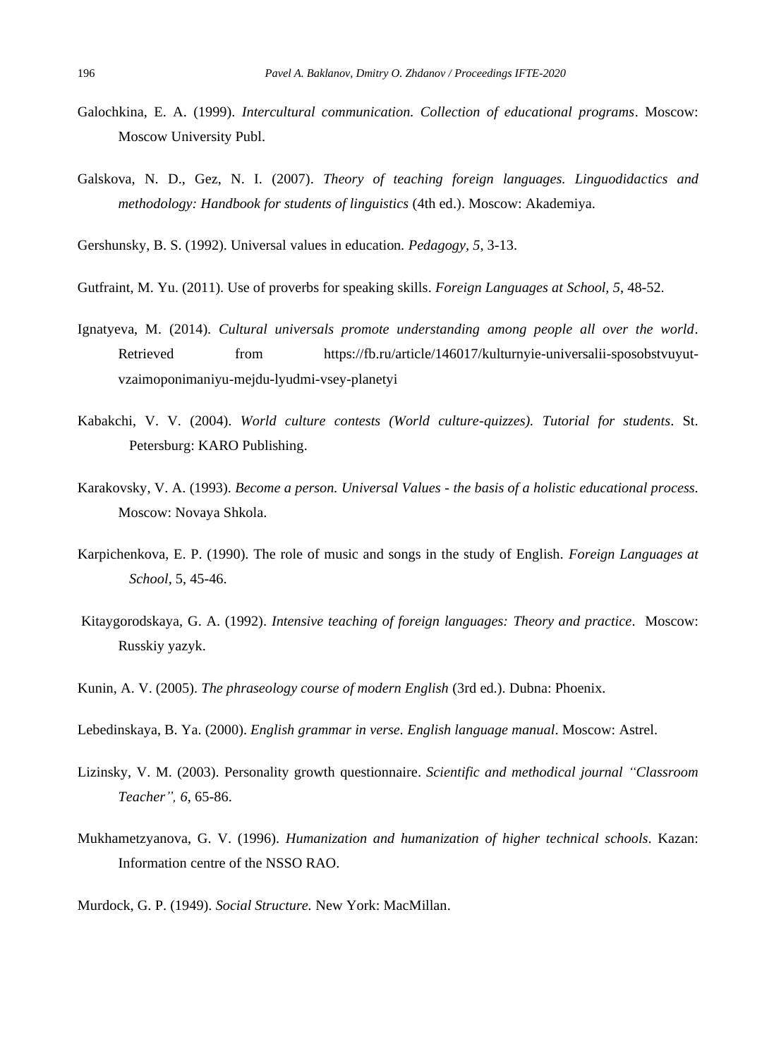Galochkina, E. A. (1999). *Intercultural communication. Collection of educational programs*. Moscow: Moscow University Publ.

Galskova, N. D., Gez, N. I. (2007). *Theory of teaching foreign languages. Linguodidactics and methodology: Handbook for students of linguistics* (4th ed.). Moscow: Akademiya.

Gershunsky, B. S. (1992). Universal values in education. *Pedagogy, 5*, 3-13.

Gutfraint, M. Yu. (2011). Use of proverbs for speaking skills. *Foreign Languages at School, 5*, 48-52.

Ignatyeva, M. (2014). *Cultural universals promote understanding among people all over the world*. Retrieved from https://fb.ru/article/146017/kulturnyie-universalii-sposobstvuyut-vzaimoponimaniyu-mejdu-lyudmi-vsey-planetyi

Kabakchi, V. V. (2004). *World culture contests (World culture-quizzes). Tutorial for students*. St. Petersburg: KARO Publishing.

Karakovsky, V. A. (1993). *Become a person. Universal Values - the basis of a holistic educational process.* Moscow: Novaya Shkola.

Karpichenkova, E. P. (1990). The role of music and songs in the study of English. *Foreign Languages at School*, 5, 45-46.

Kitaygorodskaya, G. A. (1992). *Intensive teaching of foreign languages: Theory and practice*. Moscow: Russkiy yazyk.

Kunin, A. V. (2005). *The phraseology course of modern English* (3rd ed.). Dubna: Phoenix.

Lebedinskaya, B. Ya. (2000). *English grammar in verse. English language manual*. Moscow: Astrel.

Lizinsky, V. M. (2003). Personality growth questionnaire. *Scientific and methodical journal "Classroom Teacher", 6*, 65-86.

Mukhametzyanova, G. V. (1996). *Humanization and humanization of higher technical schools*. Kazan: Information centre of the NSSO RAO.

Murdock, G. P. (1949). *Social Structure.* New York: MacMillan.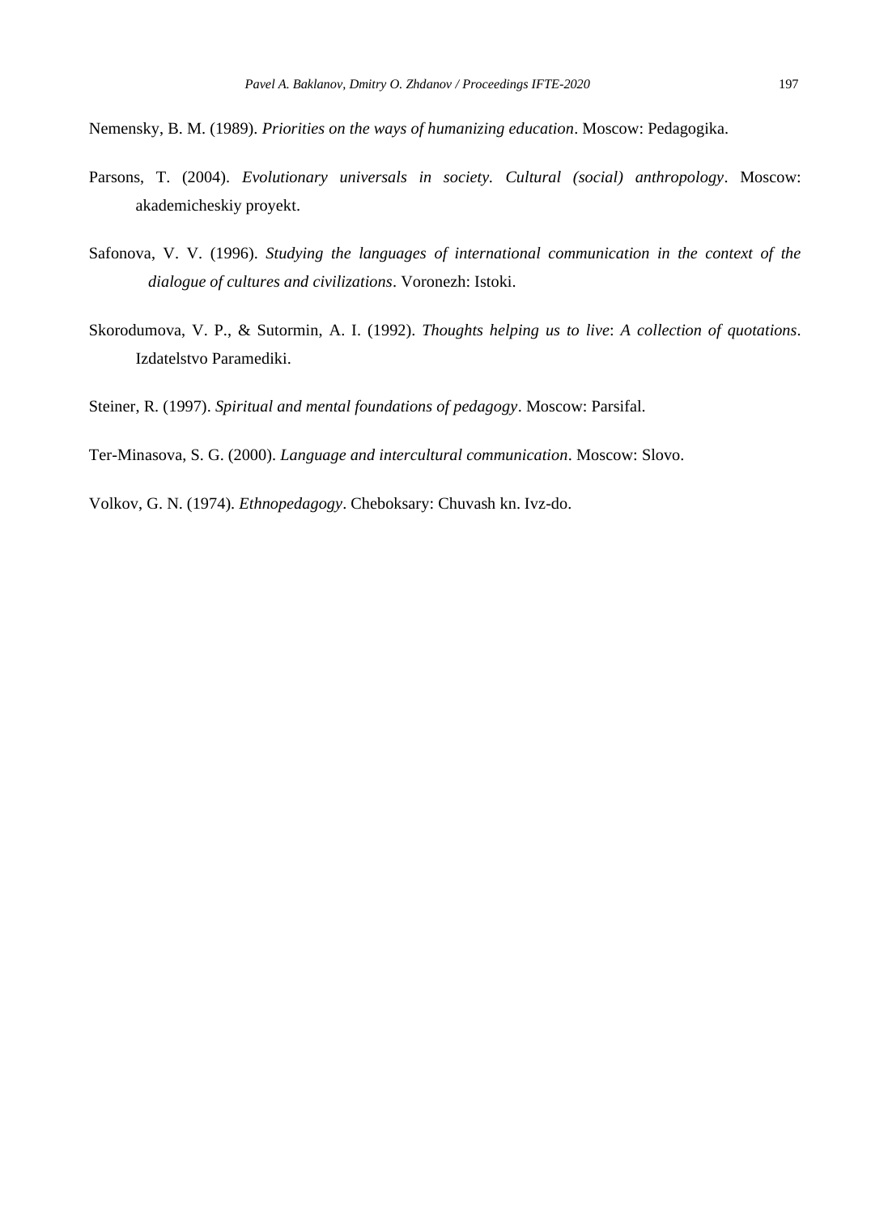Nemensky, B. M. (1989). *Priorities on the ways of humanizing education*. Moscow: Pedagogika.

Parsons, T. (2004). *Evolutionary universals in society. Cultural (social) anthropology*. Moscow: akademicheskiy proyekt.

Safonova, V. V. (1996). *Studying the languages of international communication in the context of the dialogue of cultures and civilizations*. Voronezh: Istoki.

Skorodumova, V. P., & Sutormin, A. I. (1992). *Thoughts helping us to live*: *A collection of quotations*. Izdatelstvo Paramediki.

Steiner, R. (1997). *Spiritual and mental foundations of pedagogy*. Moscow: Parsifal.

Ter-Minasova, S. G. (2000). *Language and intercultural communication*. Moscow: Slovo.

Volkov, G. N. (1974). *Ethnopedagogy*. Cheboksary: Chuvash kn. Ivz-do.